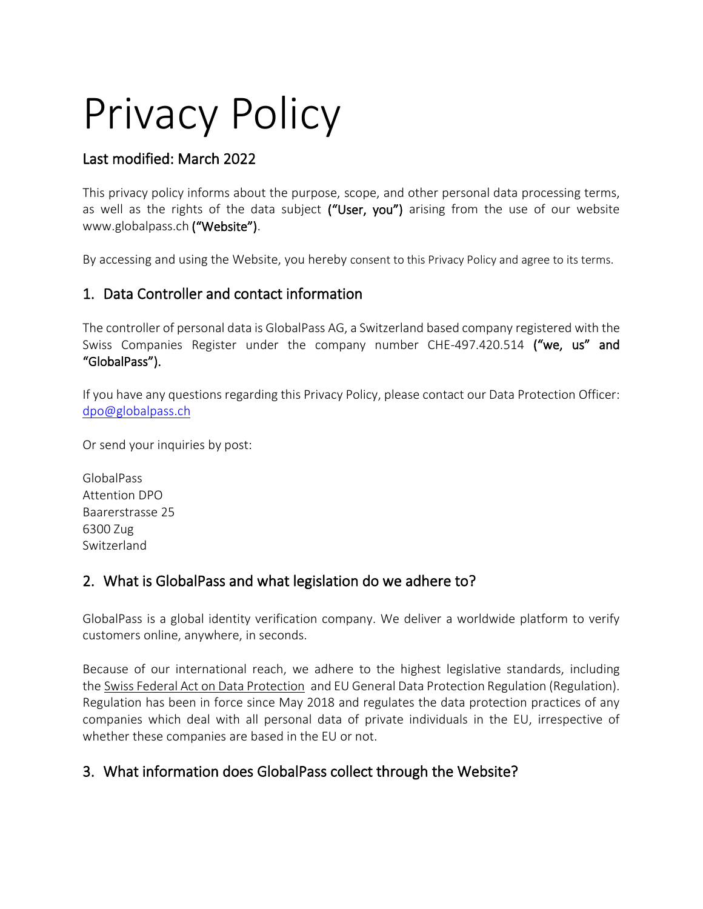# Privacy Policy

## Last modified: March 2022

This privacy policy informs about the purpose, scope, and other personal data processing terms, as well as the rights of the data subject **("User, you")** arising from the use of our website www.globalpass.ch **("Website")**.

By accessing and using the Website, you hereby consent to this Privacy Policy and agree to its terms.

## 1. Data Controller and contact information

The controller of personal data is GlobalPass AG, a Switzerland based company registered with the Swiss Companies Register under the company number CHE-497.420.514 **("we, us" and "GlobalPass").**

If you have any questions regarding this Privacy Policy, please contact our Data Protection Officer: dpo@globalpass.ch

Or send your inquiries by post:

GlobalPass
Attention DPO
Baarerstrasse 25
6300 Zug
Switzerland

## 2. What is GlobalPass and what legislation do we adhere to?

GlobalPass is a global identity verification company. We deliver a worldwide platform to verify customers online, anywhere, in seconds.

Because of our international reach, we adhere to the highest legislative standards, including the Swiss Federal Act on Data Protection and EU General Data Protection Regulation (Regulation). Regulation has been in force since May 2018 and regulates the data protection practices of any companies which deal with all personal data of private individuals in the EU, irrespective of whether these companies are based in the EU or not.

## 3. What information does GlobalPass collect through the Website?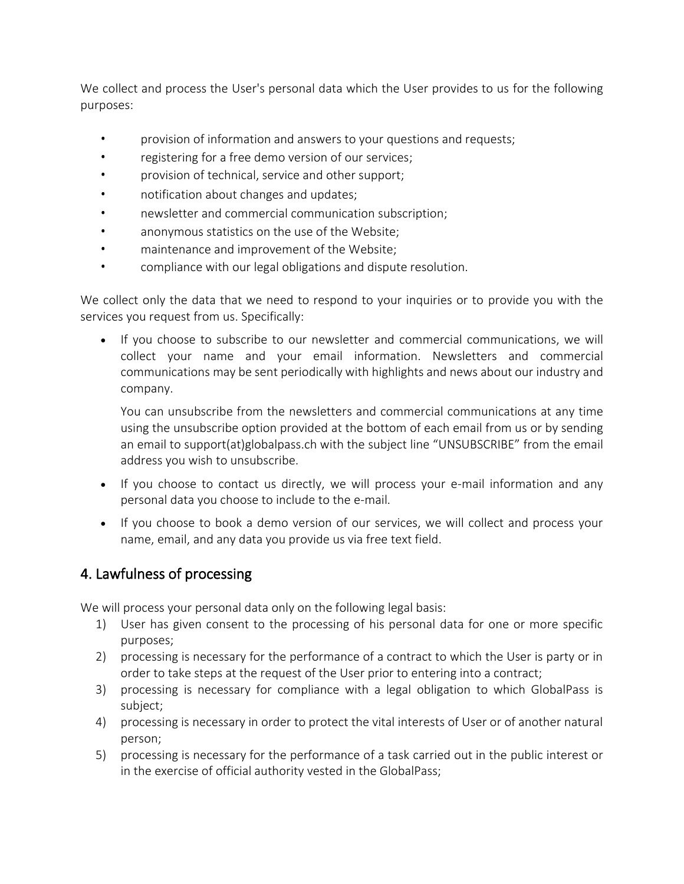We collect and process the User's personal data which the User provides to us for the following purposes:

- provision of information and answers to your questions and requests;
- registering for a free demo version of our services;
- provision of technical, service and other support;
- notification about changes and updates;
- newsletter and commercial communication subscription;
- anonymous statistics on the use of the Website;
- maintenance and improvement of the Website;
- compliance with our legal obligations and dispute resolution.

We collect only the data that we need to respond to your inquiries or to provide you with the services you request from us. Specifically:

- If you choose to subscribe to our newsletter and commercial communications, we will collect your name and your email information. Newsletters and commercial communications may be sent periodically with highlights and news about our industry and company.

  You can unsubscribe from the newsletters and commercial communications at any time using the unsubscribe option provided at the bottom of each email from us or by sending an email to support(at)globalpass.ch with the subject line "UNSUBSCRIBE" from the email address you wish to unsubscribe.

- If you choose to contact us directly, we will process your e-mail information and any personal data you choose to include to the e-mail.

- If you choose to book a demo version of our services, we will collect and process your name, email, and any data you provide us via free text field.

## 4. Lawfulness of processing

We will process your personal data only on the following legal basis:

1) User has given consent to the processing of his personal data for one or more specific purposes;
2) processing is necessary for the performance of a contract to which the User is party or in order to take steps at the request of the User prior to entering into a contract;
3) processing is necessary for compliance with a legal obligation to which GlobalPass is subject;
4) processing is necessary in order to protect the vital interests of User or of another natural person;
5) processing is necessary for the performance of a task carried out in the public interest or in the exercise of official authority vested in the GlobalPass;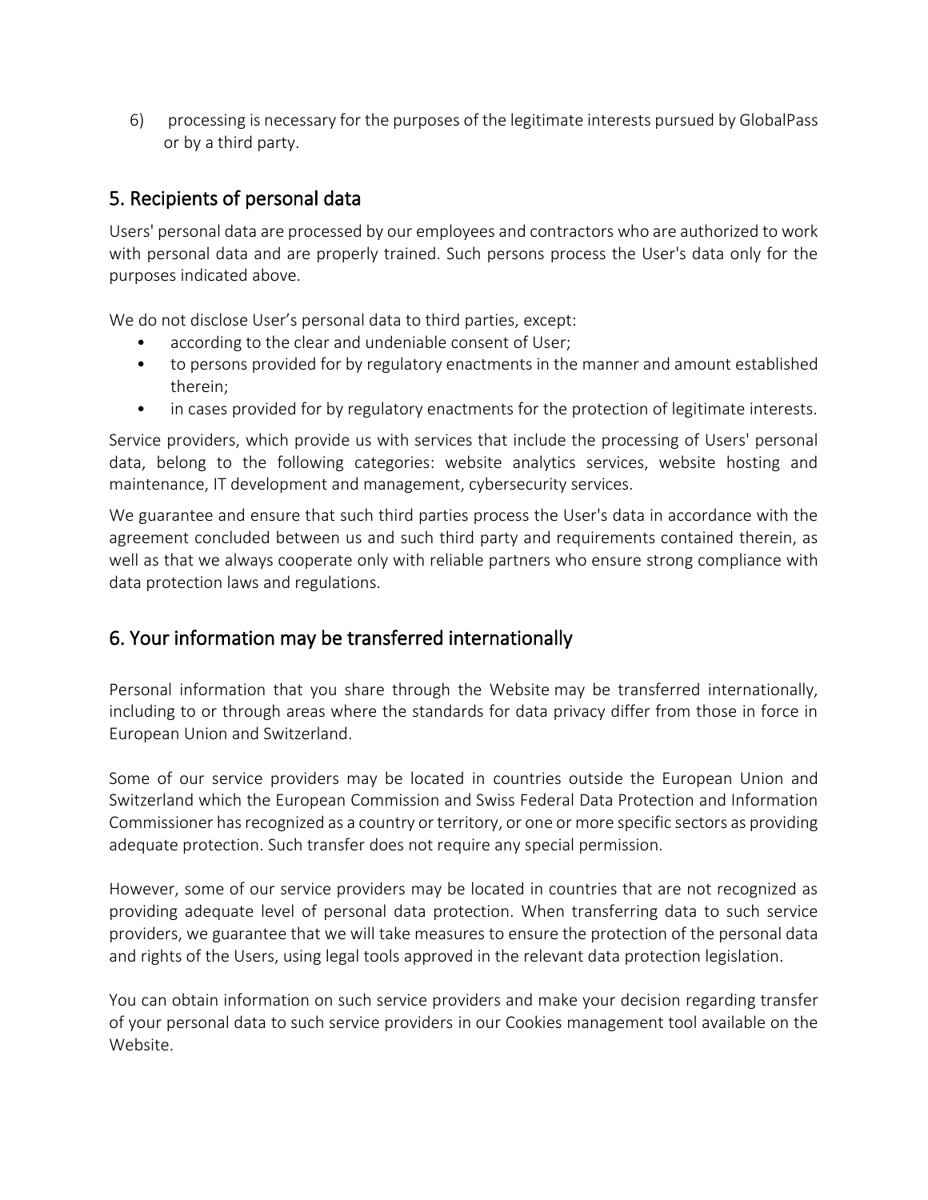6) processing is necessary for the purposes of the legitimate interests pursued by GlobalPass or by a third party.

## 5. Recipients of personal data

Users' personal data are processed by our employees and contractors who are authorized to work with personal data and are properly trained. Such persons process the User's data only for the purposes indicated above.

We do not disclose User's personal data to third parties, except:

- according to the clear and undeniable consent of User;
- to persons provided for by regulatory enactments in the manner and amount established therein;
- in cases provided for by regulatory enactments for the protection of legitimate interests.

Service providers, which provide us with services that include the processing of Users' personal data, belong to the following categories: website analytics services, website hosting and maintenance, IT development and management, cybersecurity services.

We guarantee and ensure that such third parties process the User's data in accordance with the agreement concluded between us and such third party and requirements contained therein, as well as that we always cooperate only with reliable partners who ensure strong compliance with data protection laws and regulations.

## 6. Your information may be transferred internationally

Personal information that you share through the Website may be transferred internationally, including to or through areas where the standards for data privacy differ from those in force in European Union and Switzerland.

Some of our service providers may be located in countries outside the European Union and Switzerland which the European Commission and Swiss Federal Data Protection and Information Commissioner has recognized as a country or territory, or one or more specific sectors as providing adequate protection. Such transfer does not require any special permission.

However, some of our service providers may be located in countries that are not recognized as providing adequate level of personal data protection. When transferring data to such service providers, we guarantee that we will take measures to ensure the protection of the personal data and rights of the Users, using legal tools approved in the relevant data protection legislation.

You can obtain information on such service providers and make your decision regarding transfer of your personal data to such service providers in our Cookies management tool available on the Website.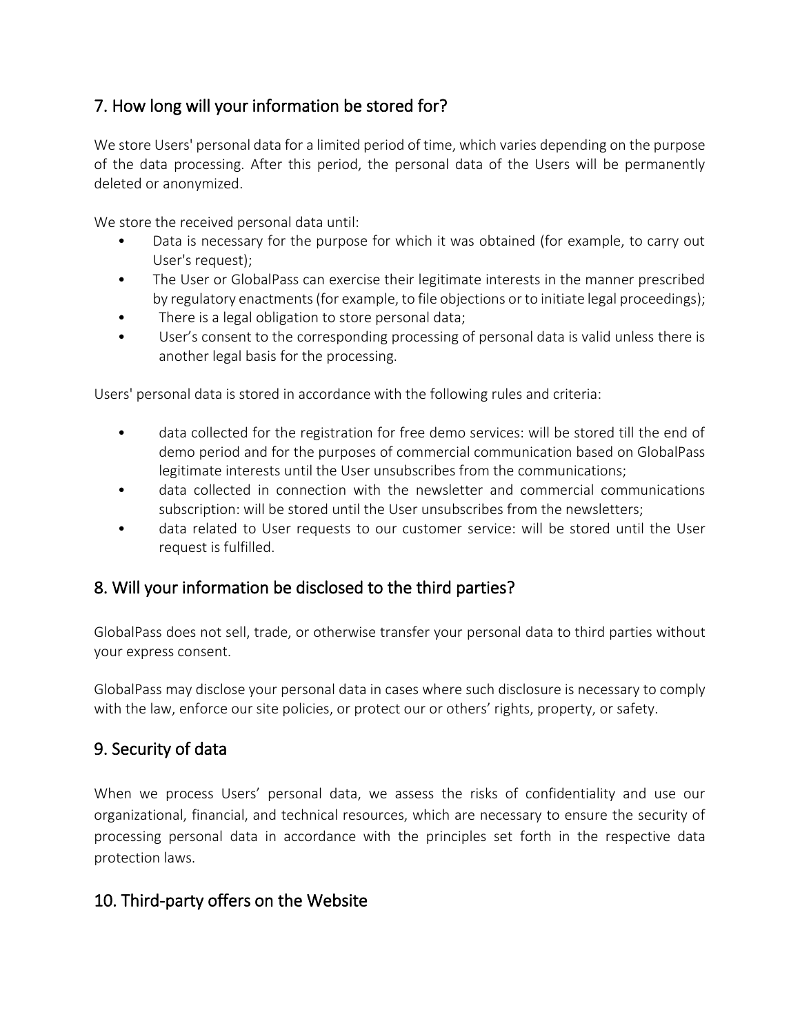## 7. How long will your information be stored for?

We store Users' personal data for a limited period of time, which varies depending on the purpose of the data processing. After this period, the personal data of the Users will be permanently deleted or anonymized.

We store the received personal data until:

- Data is necessary for the purpose for which it was obtained (for example, to carry out User's request);
- The User or GlobalPass can exercise their legitimate interests in the manner prescribed by regulatory enactments (for example, to file objections or to initiate legal proceedings);
- There is a legal obligation to store personal data;
- User's consent to the corresponding processing of personal data is valid unless there is another legal basis for the processing.

Users' personal data is stored in accordance with the following rules and criteria:

- data collected for the registration for free demo services: will be stored till the end of demo period and for the purposes of commercial communication based on GlobalPass legitimate interests until the User unsubscribes from the communications;
- data collected in connection with the newsletter and commercial communications subscription: will be stored until the User unsubscribes from the newsletters;
- data related to User requests to our customer service: will be stored until the User request is fulfilled.

## 8. Will your information be disclosed to the third parties?

GlobalPass does not sell, trade, or otherwise transfer your personal data to third parties without your express consent.

GlobalPass may disclose your personal data in cases where such disclosure is necessary to comply with the law, enforce our site policies, or protect our or others' rights, property, or safety.

## 9. Security of data

When we process Users' personal data, we assess the risks of confidentiality and use our organizational, financial, and technical resources, which are necessary to ensure the security of processing personal data in accordance with the principles set forth in the respective data protection laws.

## 10. Third-party offers on the Website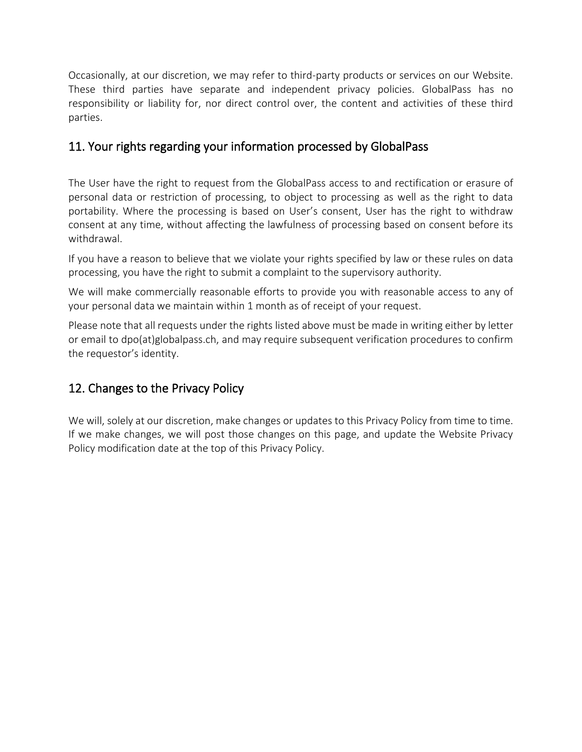Occasionally, at our discretion, we may refer to third-party products or services on our Website. These third parties have separate and independent privacy policies. GlobalPass has no responsibility or liability for, nor direct control over, the content and activities of these third parties.

## 11. Your rights regarding your information processed by GlobalPass

The User have the right to request from the GlobalPass access to and rectification or erasure of personal data or restriction of processing, to object to processing as well as the right to data portability. Where the processing is based on User's consent, User has the right to withdraw consent at any time, without affecting the lawfulness of processing based on consent before its withdrawal.

If you have a reason to believe that we violate your rights specified by law or these rules on data processing, you have the right to submit a complaint to the supervisory authority.

We will make commercially reasonable efforts to provide you with reasonable access to any of your personal data we maintain within 1 month as of receipt of your request.

Please note that all requests under the rights listed above must be made in writing either by letter or email to dpo(at)globalpass.ch, and may require subsequent verification procedures to confirm the requestor's identity.

## 12. Changes to the Privacy Policy

We will, solely at our discretion, make changes or updates to this Privacy Policy from time to time. If we make changes, we will post those changes on this page, and update the Website Privacy Policy modification date at the top of this Privacy Policy.